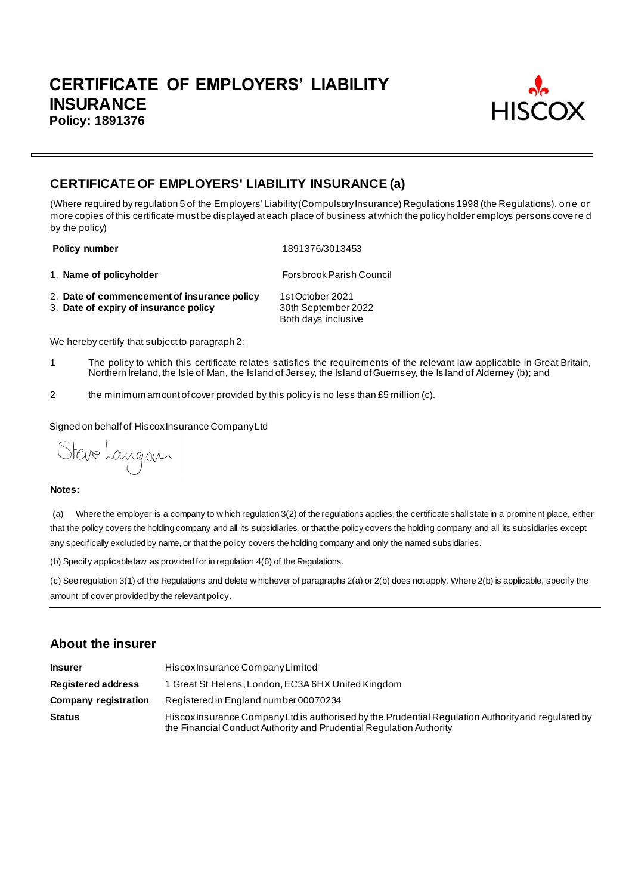# CERTIFICATE OF EMPLOYERS' LIABILITY INSURANCE

**Policy: 1891376**

HISCOX

## CERTIFICATE OF EMPLOYERS' LIABILITY INSURANCE (a)

(Where required by regulation 5 of the Employers' Liability (Compulsory Insurance) Regulations 1998 (the Regulations), one or more copies of this certificate must be displayed at each place of business at which the policy holder employs persons covered by the policy)

| | |
|---|---|
| **Policy number** | 1891376/3013453 |
| 1. **Name of policyholder** | Forsbrook Parish Council |
| 2. **Date of commencement of insurance policy** | 1st October 2021 |
| 3. **Date of expiry of insurance policy** | 30th September 2022<br>Both days inclusive |

We hereby certify that subject to paragraph 2:

1. The policy to which this certificate relates satisfies the requirements of the relevant law applicable in Great Britain, Northern Ireland, the Isle of Man, the Island of Jersey, the Island of Guernsey, the Island of Alderney (b); and

2. the minimum amount of cover provided by this policy is no less than £5 million (c).

Signed on behalf of Hiscox Insurance Company Ltd

Steve Langan

**Notes:**

(a) Where the employer is a company to which regulation 3(2) of the regulations applies, the certificate shall state in a prominent place, either that the policy covers the holding company and all its subsidiaries, or that the policy covers the holding company and all its subsidiaries except any specifically excluded by name, or that the policy covers the holding company and only the named subsidiaries.

(b) Specify applicable law as provided for in regulation 4(6) of the Regulations.

(c) See regulation 3(1) of the Regulations and delete whichever of paragraphs 2(a) or 2(b) does not apply. Where 2(b) is applicable, specify the amount of cover provided by the relevant policy.

## About the insurer

| | |
|---|---|
| **Insurer** | Hiscox Insurance Company Limited |
| **Registered address** | 1 Great St Helens, London, EC3A 6HX United Kingdom |
| **Company registration** | Registered in England number 00070234 |
| **Status** | Hiscox Insurance Company Ltd is authorised by the Prudential Regulation Authority and regulated by the Financial Conduct Authority and Prudential Regulation Authority |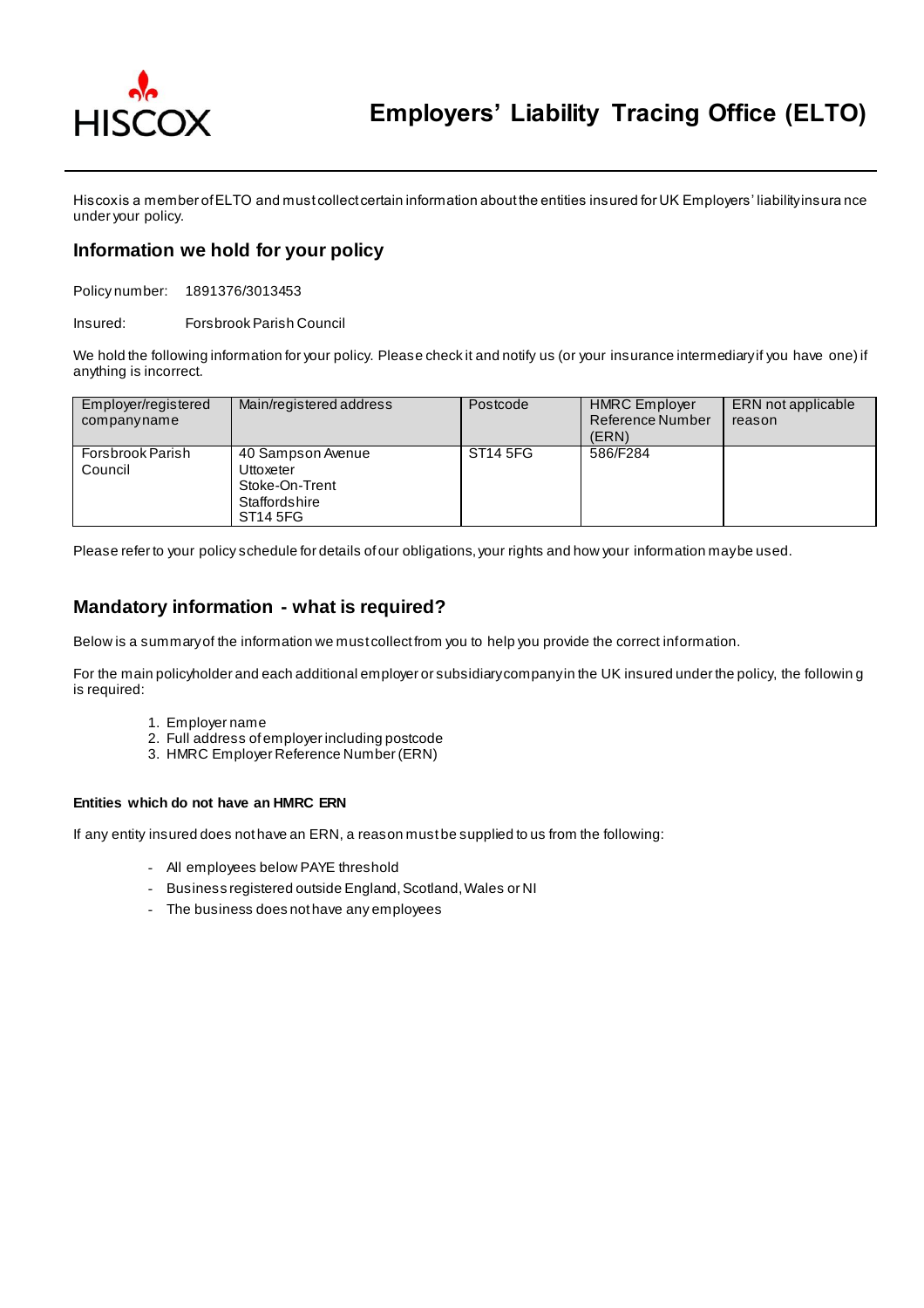HISCOX

# Employers' Liability Tracing Office (ELTO)

Hiscox is a member of ELTO and must collect certain information about the entities insured for UK Employers' liability insurance under your policy.

## Information we hold for your policy

Policy number: 1891376/3013453

Insured: Forsbrook Parish Council

We hold the following information for your policy. Please check it and notify us (or your insurance intermediary if you have one) if anything is incorrect.

| Employer/registered company name | Main/registered address | Postcode | HMRC Employer Reference Number (ERN) | ERN not applicable reason |
|---|---|---|---|---|
| Forsbrook Parish Council | 40 Sampson Avenue<br>Uttoxeter<br>Stoke-On-Trent<br>Staffordshire<br>ST14 5FG | ST14 5FG | 586/F284 | |

Please refer to your policy schedule for details of our obligations, your rights and how your information may be used.

## Mandatory information - what is required?

Below is a summary of the information we must collect from you to help you provide the correct information.

For the main policyholder and each additional employer or subsidiary company in the UK insured under the policy, the following is required:

1. Employer name
2. Full address of employer including postcode
3. HMRC Employer Reference Number (ERN)

#### Entities which do not have an HMRC ERN

If any entity insured does not have an ERN, a reason must be supplied to us from the following:

- All employees below PAYE threshold
- Business registered outside England, Scotland, Wales or NI
- The business does not have any employees